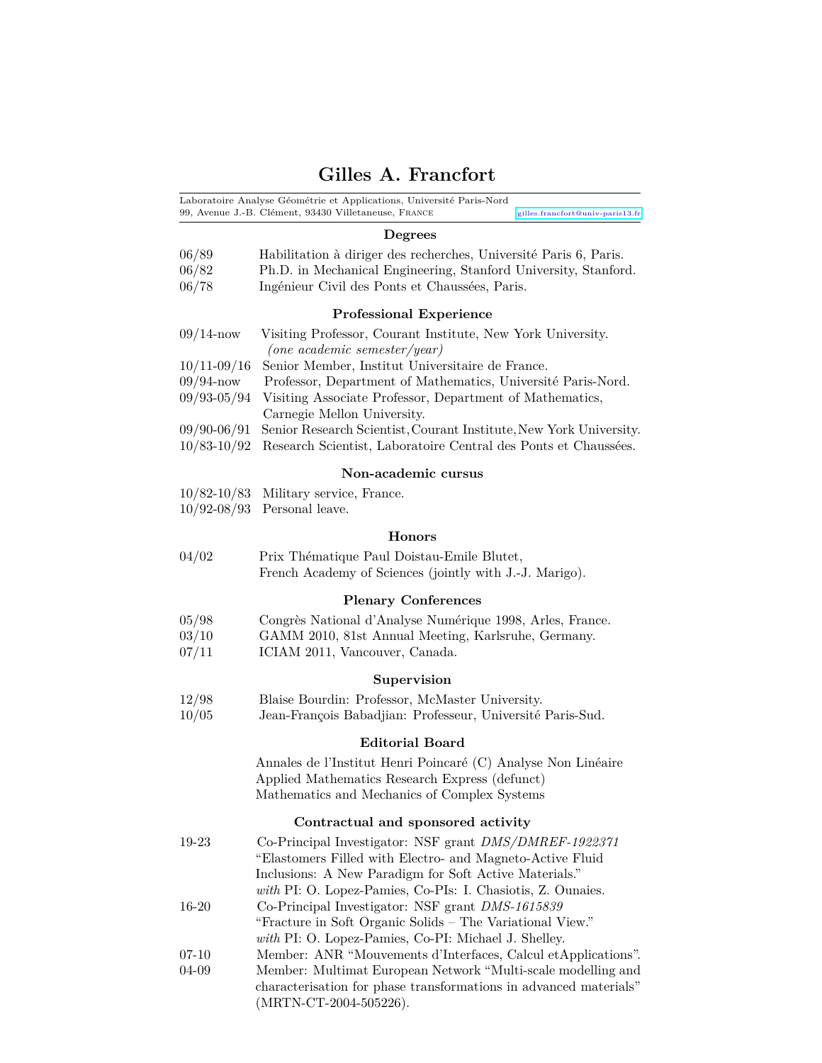# Gilles A. Francfort

Laboratoire Analyse Géométrie et Applications, Université Paris-Nord
99, Avenue J.-B. Clément, 93430 Villetaneuse, France gilles.francfort@univ-paris13.fr

## Degrees

| | |
|---|---|
| 06/89 | Habilitation à diriger des recherches, Université Paris 6, Paris. |
| 06/82 | Ph.D. in Mechanical Engineering, Stanford University, Stanford. |
| 06/78 | Ingénieur Civil des Ponts et Chaussées, Paris. |

## Professional Experience

| | |
|---|---|
| 09/14-now | Visiting Professor, Courant Institute, New York University. *(one academic semester/year)* |
| 10/11-09/16 | Senior Member, Institut Universitaire de France. |
| 09/94-now | Professor, Department of Mathematics, Université Paris-Nord. |
| 09/93-05/94 | Visiting Associate Professor, Department of Mathematics, Carnegie Mellon University. |
| 09/90-06/91 | Senior Research Scientist, Courant Institute, New York University. |
| 10/83-10/92 | Research Scientist, Laboratoire Central des Ponts et Chaussées. |

## Non-academic cursus

| | |
|---|---|
| 10/82-10/83 | Military service, France. |
| 10/92-08/93 | Personal leave. |

## Honors

| | |
|---|---|
| 04/02 | Prix Thématique Paul Doistau-Emile Blutet, French Academy of Sciences (jointly with J.-J. Marigo). |

## Plenary Conferences

| | |
|---|---|
| 05/98 | Congrès National d'Analyse Numérique 1998, Arles, France. |
| 03/10 | GAMM 2010, 81st Annual Meeting, Karlsruhe, Germany. |
| 07/11 | ICIAM 2011, Vancouver, Canada. |

## Supervision

| | |
|---|---|
| 12/98 | Blaise Bourdin: Professor, McMaster University. |
| 10/05 | Jean-François Babadjian: Professeur, Université Paris-Sud. |

## Editorial Board

Annales de l'Institut Henri Poincaré (C) Analyse Non Linéaire
Applied Mathematics Research Express (defunct)
Mathematics and Mechanics of Complex Systems

## Contractual and sponsored activity

| | |
|---|---|
| 19-23 | Co-Principal Investigator: NSF grant *DMS/DMREF-1922371* "Elastomers Filled with Electro- and Magneto-Active Fluid Inclusions: A New Paradigm for Soft Active Materials." *with* PI: O. Lopez-Pamies, Co-PIs: I. Chasiotis, Z. Ounaies. |
| 16-20 | Co-Principal Investigator: NSF grant *DMS-1615839* "Fracture in Soft Organic Solids – The Variational View." *with* PI: O. Lopez-Pamies, Co-PI: Michael J. Shelley. |
| 07-10 | Member: ANR "Mouvements d'Interfaces, Calcul etApplications". |
| 04-09 | Member: Multimat European Network "Multi-scale modelling and characterisation for phase transformations in advanced materials" (MRTN-CT-2004-505226). |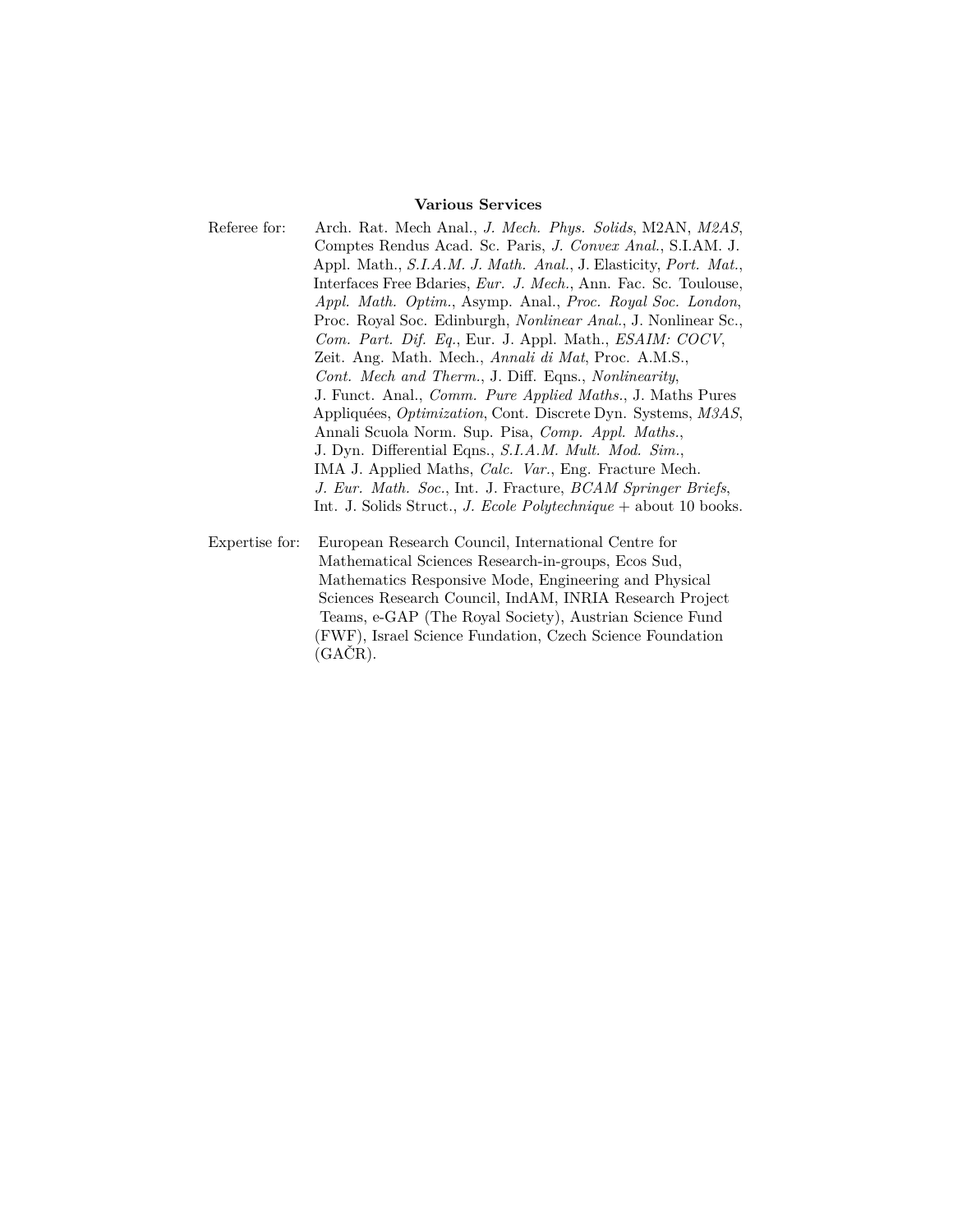**Various Services**

Referee for: Arch. Rat. Mech Anal., *J. Mech. Phys. Solids*, M2AN, *M2AS*, Comptes Rendus Acad. Sc. Paris, *J. Convex Anal.*, S.I.AM. J. Appl. Math., *S.I.A.M. J. Math. Anal.*, J. Elasticity, *Port. Mat.*, Interfaces Free Bdaries, *Eur. J. Mech.*, Ann. Fac. Sc. Toulouse, *Appl. Math. Optim.*, Asymp. Anal., *Proc. Royal Soc. London*, Proc. Royal Soc. Edinburgh, *Nonlinear Anal.*, J. Nonlinear Sc., *Com. Part. Dif. Eq.*, Eur. J. Appl. Math., *ESAIM: COCV*, Zeit. Ang. Math. Mech., *Annali di Mat*, Proc. A.M.S., *Cont. Mech and Therm.*, J. Diff. Eqns., *Nonlinearity*, J. Funct. Anal., *Comm. Pure Applied Maths.*, J. Maths Pures Appliquées, *Optimization*, Cont. Discrete Dyn. Systems, *M3AS*, Annali Scuola Norm. Sup. Pisa, *Comp. Appl. Maths.*, J. Dyn. Differential Eqns., *S.I.A.M. Mult. Mod. Sim.*, IMA J. Applied Maths, *Calc. Var.*, Eng. Fracture Mech. *J. Eur. Math. Soc.*, Int. J. Fracture, *BCAM Springer Briefs*, Int. J. Solids Struct., *J. Ecole Polytechnique* + about 10 books.

Expertise for: European Research Council, International Centre for Mathematical Sciences Research-in-groups, Ecos Sud, Mathematics Responsive Mode, Engineering and Physical Sciences Research Council, IndAM, INRIA Research Project Teams, e-GAP (The Royal Society), Austrian Science Fund (FWF), Israel Science Fundation, Czech Science Foundation (GAČR).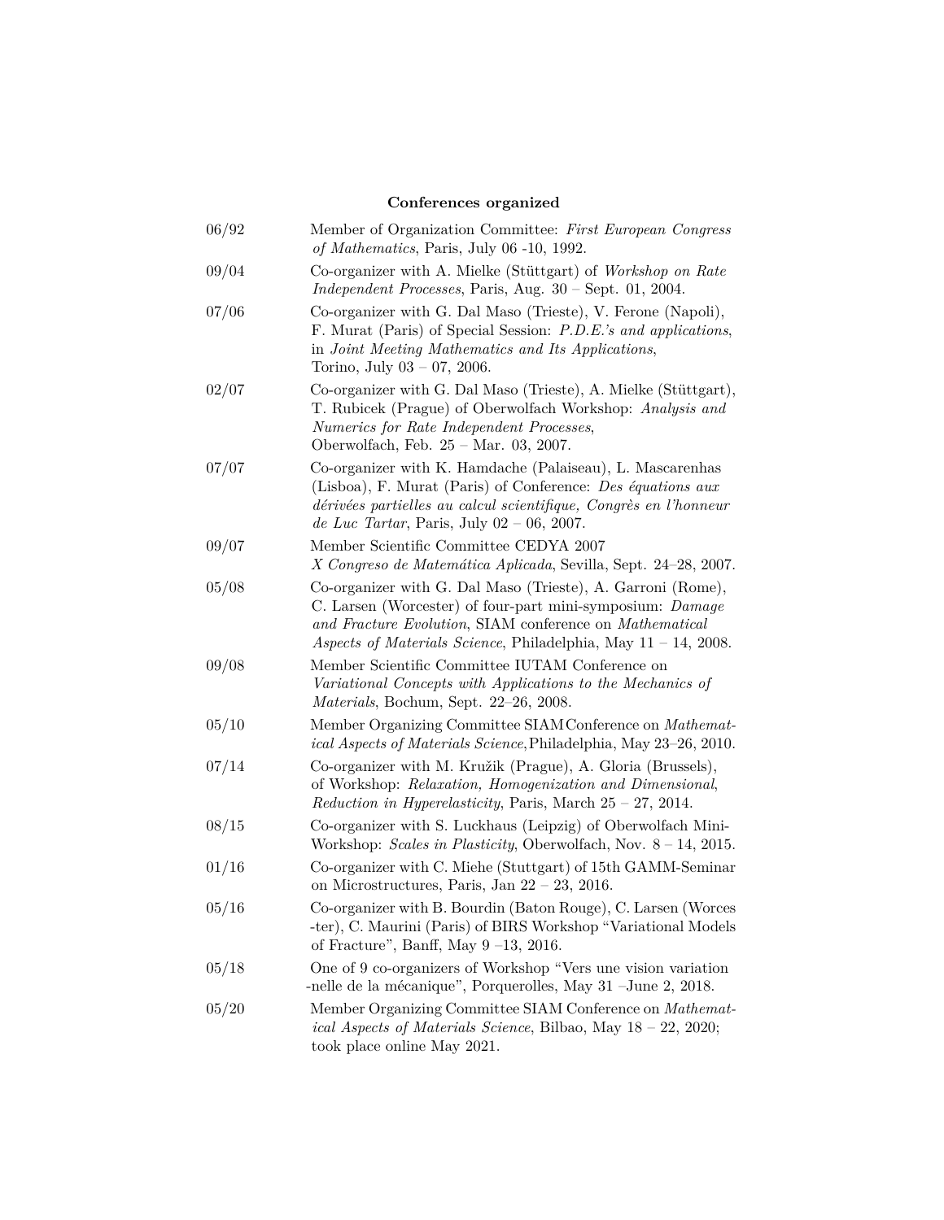**Conferences organized**

| | |
|---|---|
| 06/92 | Member of Organization Committee: *First European Congress of Mathematics*, Paris, July 06 -10, 1992. |
| 09/04 | Co-organizer with A. Mielke (Stüttgart) of *Workshop on Rate Independent Processes*, Paris, Aug. 30 – Sept. 01, 2004. |
| 07/06 | Co-organizer with G. Dal Maso (Trieste), V. Ferone (Napoli), F. Murat (Paris) of Special Session: *P.D.E.'s and applications*, in *Joint Meeting Mathematics and Its Applications*, Torino, July 03 – 07, 2006. |
| 02/07 | Co-organizer with G. Dal Maso (Trieste), A. Mielke (Stüttgart), T. Rubicek (Prague) of Oberwolfach Workshop: *Analysis and Numerics for Rate Independent Processes*, Oberwolfach, Feb. 25 – Mar. 03, 2007. |
| 07/07 | Co-organizer with K. Hamdache (Palaiseau), L. Mascarenhas (Lisboa), F. Murat (Paris) of Conference: *Des équations aux dérivées partielles au calcul scientifique, Congrès en l'honneur de Luc Tartar*, Paris, July 02 – 06, 2007. |
| 09/07 | Member Scientific Committee CEDYA 2007 *X Congreso de Matemática Aplicada*, Sevilla, Sept. 24–28, 2007. |
| 05/08 | Co-organizer with G. Dal Maso (Trieste), A. Garroni (Rome), C. Larsen (Worcester) of four-part mini-symposium: *Damage and Fracture Evolution*, SIAM conference on *Mathematical Aspects of Materials Science*, Philadelphia, May 11 – 14, 2008. |
| 09/08 | Member Scientific Committee IUTAM Conference on *Variational Concepts with Applications to the Mechanics of Materials*, Bochum, Sept. 22–26, 2008. |
| 05/10 | Member Organizing Committee SIAM Conference on *Mathematical Aspects of Materials Science*, Philadelphia, May 23–26, 2010. |
| 07/14 | Co-organizer with M. Kružik (Prague), A. Gloria (Brussels), of Workshop: *Relaxation, Homogenization and Dimensional, Reduction in Hyperelasticity*, Paris, March 25 – 27, 2014. |
| 08/15 | Co-organizer with S. Luckhaus (Leipzig) of Oberwolfach Mini-Workshop: *Scales in Plasticity*, Oberwolfach, Nov. 8 – 14, 2015. |
| 01/16 | Co-organizer with C. Miehe (Stuttgart) of 15th GAMM-Seminar on Microstructures, Paris, Jan 22 – 23, 2016. |
| 05/16 | Co-organizer with B. Bourdin (Baton Rouge), C. Larsen (Worces -ter), C. Maurini (Paris) of BIRS Workshop "Variational Models of Fracture", Banff, May 9 –13, 2016. |
| 05/18 | One of 9 co-organizers of Workshop "Vers une vision variation -nelle de la mécanique", Porquerolles, May 31 –June 2, 2018. |
| 05/20 | Member Organizing Committee SIAM Conference on *Mathematical Aspects of Materials Science*, Bilbao, May 18 – 22, 2020; took place online May 2021. |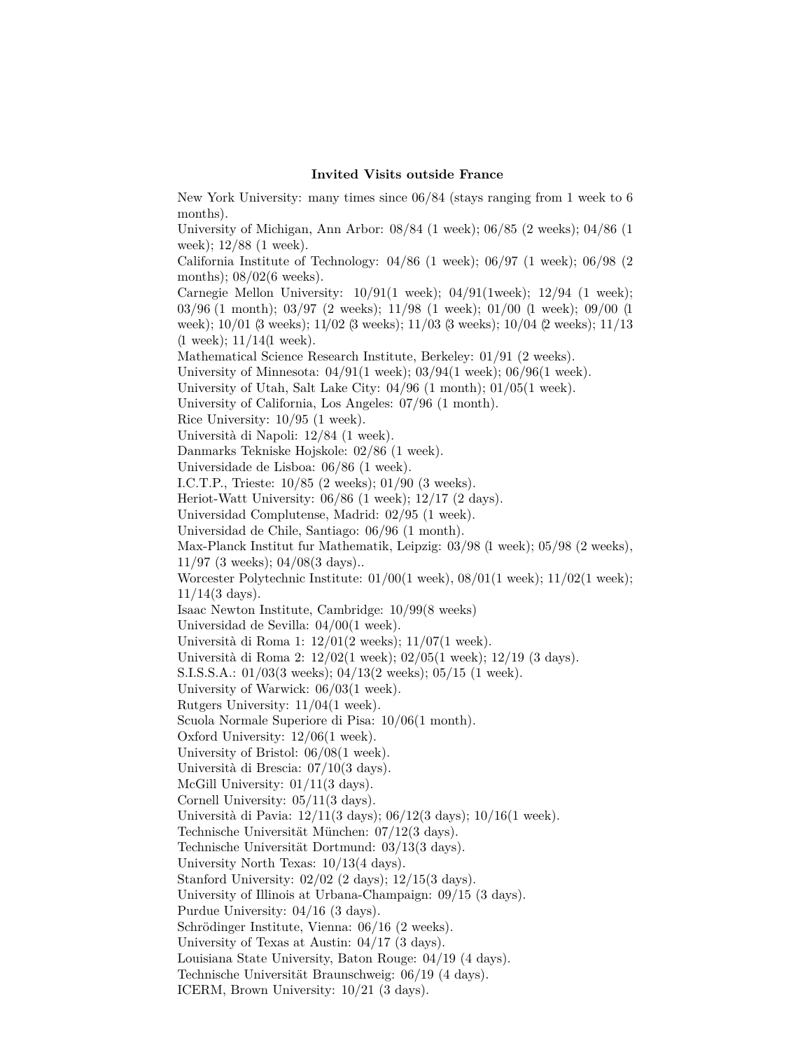**Invited Visits outside France**

New York University: many times since 06/84 (stays ranging from 1 week to 6 months).
University of Michigan, Ann Arbor: 08/84 (1 week); 06/85 (2 weeks); 04/86 (1 week); 12/88 (1 week).
California Institute of Technology: 04/86 (1 week); 06/97 (1 week); 06/98 (2 months); 08/02(6 weeks).
Carnegie Mellon University: 10/91(1 week); 04/91(1week); 12/94 (1 week); 03/96 (1 month); 03/97 (2 weeks); 11/98 (1 week); 01/00 (1 week); 09/00 (1 week); 10/01 (3 weeks); 11/02 (3 weeks); 11/03 (3 weeks); 10/04 (2 weeks); 11/13 (1 week); 11/14(1 week).
Mathematical Science Research Institute, Berkeley: 01/91 (2 weeks).
University of Minnesota: 04/91(1 week); 03/94(1 week); 06/96(1 week).
University of Utah, Salt Lake City: 04/96 (1 month); 01/05(1 week).
University of California, Los Angeles: 07/96 (1 month).
Rice University: 10/95 (1 week).
Università di Napoli: 12/84 (1 week).
Danmarks Tekniske Hojskole: 02/86 (1 week).
Universidade de Lisboa: 06/86 (1 week).
I.C.T.P., Trieste: 10/85 (2 weeks); 01/90 (3 weeks).
Heriot-Watt University: 06/86 (1 week); 12/17 (2 days).
Universidad Complutense, Madrid: 02/95 (1 week).
Universidad de Chile, Santiago: 06/96 (1 month).
Max-Planck Institut fur Mathematik, Leipzig: 03/98 (1 week); 05/98 (2 weeks), 11/97 (3 weeks); 04/08(3 days)..
Worcester Polytechnic Institute: 01/00(1 week), 08/01(1 week); 11/02(1 week); 11/14(3 days).
Isaac Newton Institute, Cambridge: 10/99(8 weeks)
Universidad de Sevilla: 04/00(1 week).
Università di Roma 1: 12/01(2 weeks); 11/07(1 week).
Università di Roma 2: 12/02(1 week); 02/05(1 week); 12/19 (3 days).
S.I.S.S.A.: 01/03(3 weeks); 04/13(2 weeks); 05/15 (1 week).
University of Warwick: 06/03(1 week).
Rutgers University: 11/04(1 week).
Scuola Normale Superiore di Pisa: 10/06(1 month).
Oxford University: 12/06(1 week).
University of Bristol: 06/08(1 week).
Università di Brescia: 07/10(3 days).
McGill University: 01/11(3 days).
Cornell University: 05/11(3 days).
Università di Pavia: 12/11(3 days); 06/12(3 days); 10/16(1 week).
Technische Universität München: 07/12(3 days).
Technische Universität Dortmund: 03/13(3 days).
University North Texas: 10/13(4 days).
Stanford University: 02/02 (2 days); 12/15(3 days).
University of Illinois at Urbana-Champaign: 09/15 (3 days).
Purdue University: 04/16 (3 days).
Schrödinger Institute, Vienna: 06/16 (2 weeks).
University of Texas at Austin: 04/17 (3 days).
Louisiana State University, Baton Rouge: 04/19 (4 days).
Technische Universität Braunschweig: 06/19 (4 days).
ICERM, Brown University: 10/21 (3 days).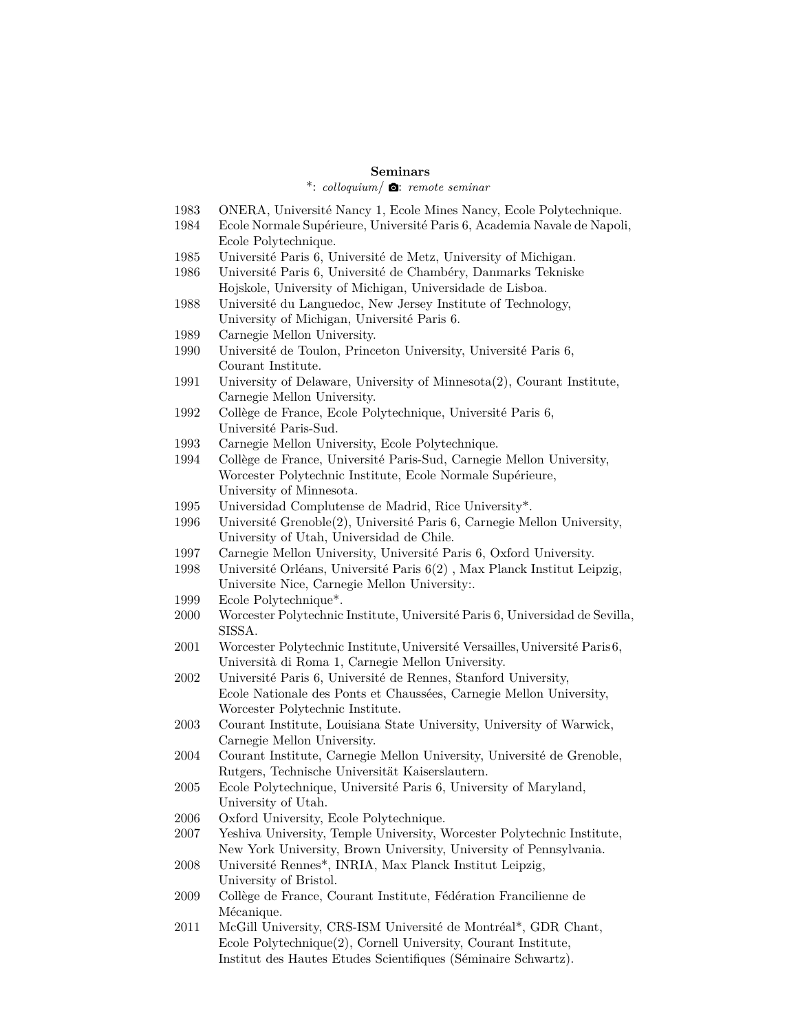## Seminars

*: *colloquium*/ 📷: *remote seminar*

| | |
|---|---|
| 1983 | ONERA, Université Nancy 1, Ecole Mines Nancy, Ecole Polytechnique. |
| 1984 | Ecole Normale Supérieure, Université Paris 6, Academia Navale de Napoli, Ecole Polytechnique. |
| 1985 | Université Paris 6, Université de Metz, University of Michigan. |
| 1986 | Université Paris 6, Université de Chambéry, Danmarks Tekniske Hojskole, University of Michigan, Universidade de Lisboa. |
| 1988 | Université du Languedoc, New Jersey Institute of Technology, University of Michigan, Université Paris 6. |
| 1989 | Carnegie Mellon University. |
| 1990 | Université de Toulon, Princeton University, Université Paris 6, Courant Institute. |
| 1991 | University of Delaware, University of Minnesota(2), Courant Institute, Carnegie Mellon University. |
| 1992 | Collège de France, Ecole Polytechnique, Université Paris 6, Université Paris-Sud. |
| 1993 | Carnegie Mellon University, Ecole Polytechnique. |
| 1994 | Collège de France, Université Paris-Sud, Carnegie Mellon University, Worcester Polytechnic Institute, Ecole Normale Supérieure, University of Minnesota. |
| 1995 | Universidad Complutense de Madrid, Rice University*. |
| 1996 | Université Grenoble(2), Université Paris 6, Carnegie Mellon University, University of Utah, Universidad de Chile. |
| 1997 | Carnegie Mellon University, Université Paris 6, Oxford University. |
| 1998 | Université Orléans, Université Paris 6(2) , Max Planck Institut Leipzig, Universite Nice, Carnegie Mellon University:. |
| 1999 | Ecole Polytechnique*. |
| 2000 | Worcester Polytechnic Institute, Université Paris 6, Universidad de Sevilla, SISSA. |
| 2001 | Worcester Polytechnic Institute, Université Versailles, Université Paris 6, Università di Roma 1, Carnegie Mellon University. |
| 2002 | Université Paris 6, Université de Rennes, Stanford University, Ecole Nationale des Ponts et Chaussées, Carnegie Mellon University, Worcester Polytechnic Institute. |
| 2003 | Courant Institute, Louisiana State University, University of Warwick, Carnegie Mellon University. |
| 2004 | Courant Institute, Carnegie Mellon University, Université de Grenoble, Rutgers, Technische Universität Kaiserslautern. |
| 2005 | Ecole Polytechnique, Université Paris 6, University of Maryland, University of Utah. |
| 2006 | Oxford University, Ecole Polytechnique. |
| 2007 | Yeshiva University, Temple University, Worcester Polytechnic Institute, New York University, Brown University, University of Pennsylvania. |
| 2008 | Université Rennes*, INRIA, Max Planck Institut Leipzig, University of Bristol. |
| 2009 | Collège de France, Courant Institute, Fédération Francilienne de Mécanique. |
| 2011 | McGill University, CRS-ISM Université de Montréal*, GDR Chant, Ecole Polytechnique(2), Cornell University, Courant Institute, Institut des Hautes Etudes Scientifiques (Séminaire Schwartz). |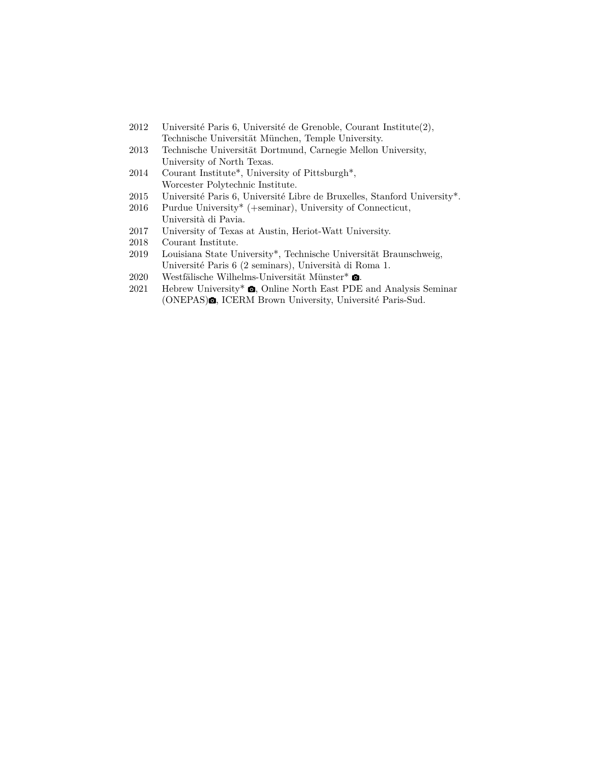| | |
|---|---|
| 2012 | Université Paris 6, Université de Grenoble, Courant Institute(2), Technische Universität München, Temple University. |
| 2013 | Technische Universität Dortmund, Carnegie Mellon University, University of North Texas. |
| 2014 | Courant Institute*, University of Pittsburgh*, Worcester Polytechnic Institute. |
| 2015 | Université Paris 6, Université Libre de Bruxelles, Stanford University*. |
| 2016 | Purdue University* (+seminar), University of Connecticut, Università di Pavia. |
| 2017 | University of Texas at Austin, Heriot-Watt University. |
| 2018 | Courant Institute. |
| 2019 | Louisiana State University*, Technische Universität Braunschweig, Université Paris 6 (2 seminars), Università di Roma 1. |
| 2020 | Westfälische Wilhelms-Universität Münster* 📷. |
| 2021 | Hebrew University* 📷, Online North East PDE and Analysis Seminar (ONEPAS)📷, ICERM Brown University, Université Paris-Sud. |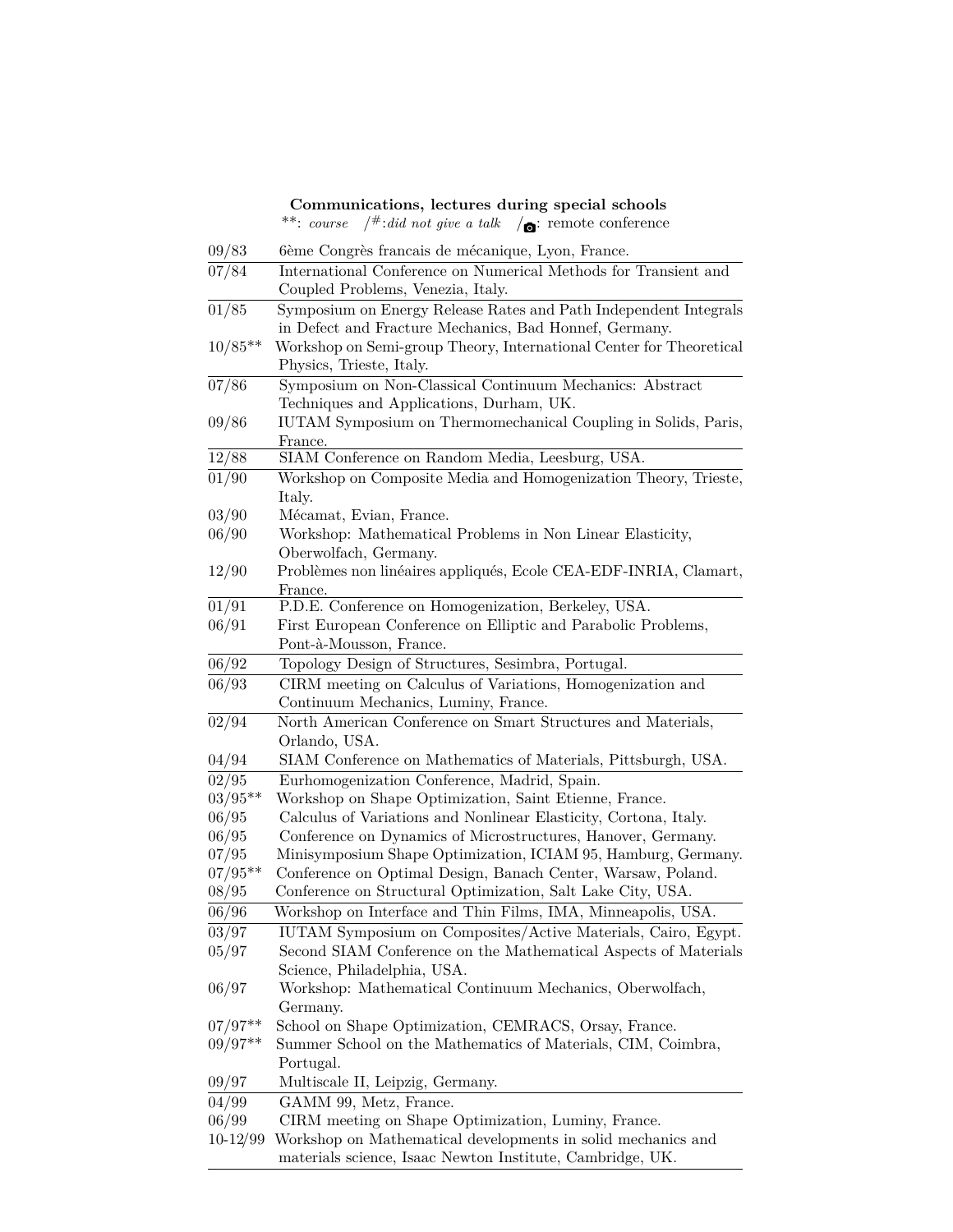**Communications, lectures during special schools**

**: *course* /#:*did not give a talk* /📷: remote conference

| | |
|---|---|
| 09/83 | 6ème Congrès francais de mécanique, Lyon, France. |
| 07/84 | International Conference on Numerical Methods for Transient and Coupled Problems, Venezia, Italy. |
| 01/85 | Symposium on Energy Release Rates and Path Independent Integrals in Defect and Fracture Mechanics, Bad Honnef, Germany. |
| 10/85** | Workshop on Semi-group Theory, International Center for Theoretical Physics, Trieste, Italy. |
| 07/86 | Symposium on Non-Classical Continuum Mechanics: Abstract Techniques and Applications, Durham, UK. |
| 09/86 | IUTAM Symposium on Thermomechanical Coupling in Solids, Paris, France. |
| 12/88 | SIAM Conference on Random Media, Leesburg, USA. |
| 01/90 | Workshop on Composite Media and Homogenization Theory, Trieste, Italy. |
| 03/90 | Mécamat, Evian, France. |
| 06/90 | Workshop: Mathematical Problems in Non Linear Elasticity, Oberwolfach, Germany. |
| 12/90 | Problèmes non linéaires appliqués, Ecole CEA-EDF-INRIA, Clamart, France. |
| 01/91 | P.D.E. Conference on Homogenization, Berkeley, USA. |
| 06/91 | First European Conference on Elliptic and Parabolic Problems, Pont-à-Mousson, France. |
| 06/92 | Topology Design of Structures, Sesimbra, Portugal. |
| 06/93 | CIRM meeting on Calculus of Variations, Homogenization and Continuum Mechanics, Luminy, France. |
| 02/94 | North American Conference on Smart Structures and Materials, Orlando, USA. |
| 04/94 | SIAM Conference on Mathematics of Materials, Pittsburgh, USA. |
| 02/95 | Eurhomogenization Conference, Madrid, Spain. |
| 03/95** | Workshop on Shape Optimization, Saint Etienne, France. |
| 06/95 | Calculus of Variations and Nonlinear Elasticity, Cortona, Italy. |
| 06/95 | Conference on Dynamics of Microstructures, Hanover, Germany. |
| 07/95 | Minisymposium Shape Optimization, ICIAM 95, Hamburg, Germany. |
| 07/95** | Conference on Optimal Design, Banach Center, Warsaw, Poland. |
| 08/95 | Conference on Structural Optimization, Salt Lake City, USA. |
| 06/96 | Workshop on Interface and Thin Films, IMA, Minneapolis, USA. |
| 03/97 | IUTAM Symposium on Composites/Active Materials, Cairo, Egypt. |
| 05/97 | Second SIAM Conference on the Mathematical Aspects of Materials Science, Philadelphia, USA. |
| 06/97 | Workshop: Mathematical Continuum Mechanics, Oberwolfach, Germany. |
| 07/97** | School on Shape Optimization, CEMRACS, Orsay, France. |
| 09/97** | Summer School on the Mathematics of Materials, CIM, Coimbra, Portugal. |
| 09/97 | Multiscale II, Leipzig, Germany. |
| 04/99 | GAMM 99, Metz, France. |
| 06/99 | CIRM meeting on Shape Optimization, Luminy, France. |
| 10-12/99 | Workshop on Mathematical developments in solid mechanics and materials science, Isaac Newton Institute, Cambridge, UK. |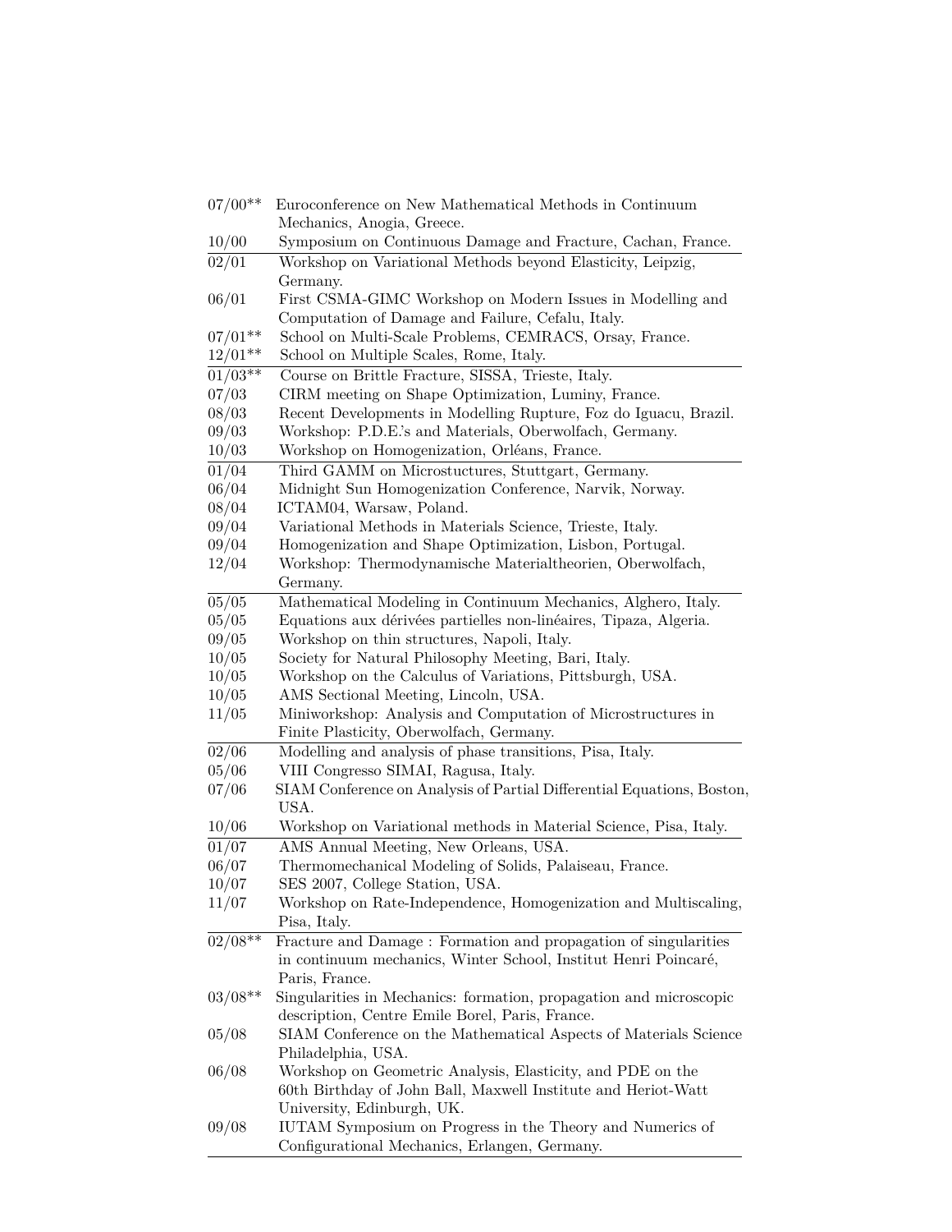| | |
|---|---|
| 07/00** | Euroconference on New Mathematical Methods in Continuum Mechanics, Anogia, Greece. |
| 10/00 | Symposium on Continuous Damage and Fracture, Cachan, France. |
| 02/01 | Workshop on Variational Methods beyond Elasticity, Leipzig, Germany. |
| 06/01 | First CSMA-GIMC Workshop on Modern Issues in Modelling and Computation of Damage and Failure, Cefalu, Italy. |
| 07/01** | School on Multi-Scale Problems, CEMRACS, Orsay, France. |
| 12/01** | School on Multiple Scales, Rome, Italy. |
| 01/03** | Course on Brittle Fracture, SISSA, Trieste, Italy. |
| 07/03 | CIRM meeting on Shape Optimization, Luminy, France. |
| 08/03 | Recent Developments in Modelling Rupture, Foz do Iguacu, Brazil. |
| 09/03 | Workshop: P.D.E.'s and Materials, Oberwolfach, Germany. |
| 10/03 | Workshop on Homogenization, Orléans, France. |
| 01/04 | Third GAMM on Microstuctures, Stuttgart, Germany. |
| 06/04 | Midnight Sun Homogenization Conference, Narvik, Norway. |
| 08/04 | ICTAM04, Warsaw, Poland. |
| 09/04 | Variational Methods in Materials Science, Trieste, Italy. |
| 09/04 | Homogenization and Shape Optimization, Lisbon, Portugal. |
| 12/04 | Workshop: Thermodynamische Materialtheorien, Oberwolfach, Germany. |
| 05/05 | Mathematical Modeling in Continuum Mechanics, Alghero, Italy. |
| 05/05 | Equations aux dérivées partielles non-linéaires, Tipaza, Algeria. |
| 09/05 | Workshop on thin structures, Napoli, Italy. |
| 10/05 | Society for Natural Philosophy Meeting, Bari, Italy. |
| 10/05 | Workshop on the Calculus of Variations, Pittsburgh, USA. |
| 10/05 | AMS Sectional Meeting, Lincoln, USA. |
| 11/05 | Miniworkshop: Analysis and Computation of Microstructures in Finite Plasticity, Oberwolfach, Germany. |
| 02/06 | Modelling and analysis of phase transitions, Pisa, Italy. |
| 05/06 | VIII Congresso SIMAI, Ragusa, Italy. |
| 07/06 | SIAM Conference on Analysis of Partial Differential Equations, Boston, USA. |
| 10/06 | Workshop on Variational methods in Material Science, Pisa, Italy. |
| 01/07 | AMS Annual Meeting, New Orleans, USA. |
| 06/07 | Thermomechanical Modeling of Solids, Palaiseau, France. |
| 10/07 | SES 2007, College Station, USA. |
| 11/07 | Workshop on Rate-Independence, Homogenization and Multiscaling, Pisa, Italy. |
| 02/08** | Fracture and Damage : Formation and propagation of singularities in continuum mechanics, Winter School, Institut Henri Poincaré, Paris, France. |
| 03/08** | Singularities in Mechanics: formation, propagation and microscopic description, Centre Emile Borel, Paris, France. |
| 05/08 | SIAM Conference on the Mathematical Aspects of Materials Science Philadelphia, USA. |
| 06/08 | Workshop on Geometric Analysis, Elasticity, and PDE on the 60th Birthday of John Ball, Maxwell Institute and Heriot-Watt University, Edinburgh, UK. |
| 09/08 | IUTAM Symposium on Progress in the Theory and Numerics of Configurational Mechanics, Erlangen, Germany. |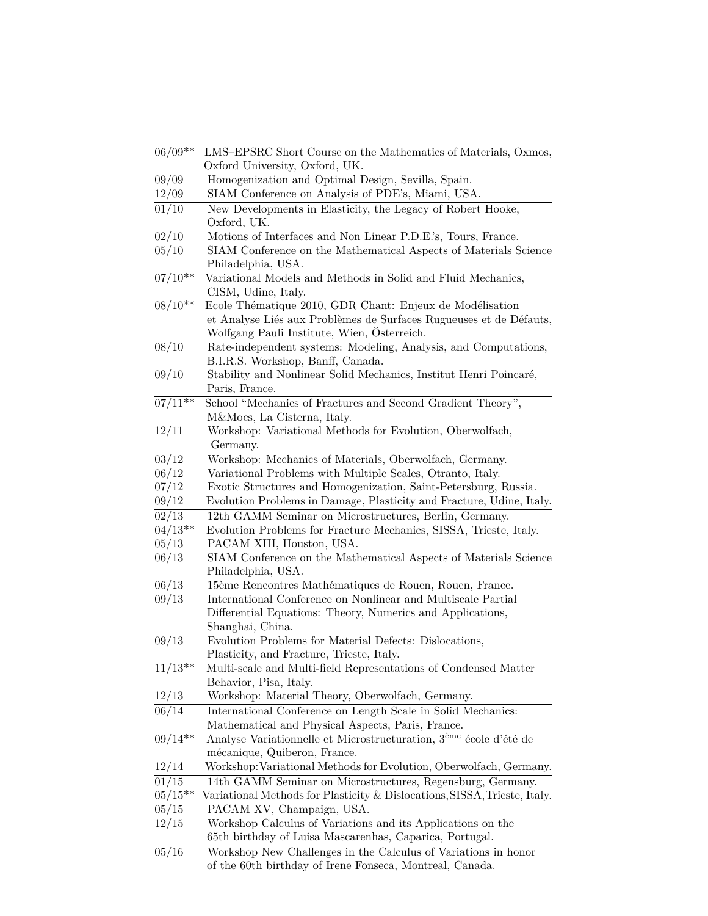| | |
|---|---|
| 06/09** | LMS–EPSRC Short Course on the Mathematics of Materials, Oxmos, Oxford University, Oxford, UK. |
| 09/09 | Homogenization and Optimal Design, Sevilla, Spain. |
| 12/09 | SIAM Conference on Analysis of PDE's, Miami, USA. |
| 01/10 | New Developments in Elasticity, the Legacy of Robert Hooke, Oxford, UK. |
| 02/10 | Motions of Interfaces and Non Linear P.D.E.'s, Tours, France. |
| 05/10 | SIAM Conference on the Mathematical Aspects of Materials Science Philadelphia, USA. |
| 07/10** | Variational Models and Methods in Solid and Fluid Mechanics, CISM, Udine, Italy. |
| 08/10** | Ecole Thématique 2010, GDR Chant: Enjeux de Modélisation et Analyse Liés aux Problèmes de Surfaces Rugueuses et de Défauts, Wolfgang Pauli Institute, Wien, Österreich. |
| 08/10 | Rate-independent systems: Modeling, Analysis, and Computations, B.I.R.S. Workshop, Banff, Canada. |
| 09/10 | Stability and Nonlinear Solid Mechanics, Institut Henri Poincaré, Paris, France. |
| 07/11** | School "Mechanics of Fractures and Second Gradient Theory", M&Mocs, La Cisterna, Italy. |
| 12/11 | Workshop: Variational Methods for Evolution, Oberwolfach, Germany. |
| 03/12 | Workshop: Mechanics of Materials, Oberwolfach, Germany. |
| 06/12 | Variational Problems with Multiple Scales, Otranto, Italy. |
| 07/12 | Exotic Structures and Homogenization, Saint-Petersburg, Russia. |
| 09/12 | Evolution Problems in Damage, Plasticity and Fracture, Udine, Italy. |
| 02/13 | 12th GAMM Seminar on Microstructures, Berlin, Germany. |
| 04/13** | Evolution Problems for Fracture Mechanics, SISSA, Trieste, Italy. |
| 05/13 | PACAM XIII, Houston, USA. |
| 06/13 | SIAM Conference on the Mathematical Aspects of Materials Science Philadelphia, USA. |
| 06/13 | 15ème Rencontres Mathématiques de Rouen, Rouen, France. |
| 09/13 | International Conference on Nonlinear and Multiscale Partial Differential Equations: Theory, Numerics and Applications, Shanghai, China. |
| 09/13 | Evolution Problems for Material Defects: Dislocations, Plasticity, and Fracture, Trieste, Italy. |
| 11/13** | Multi-scale and Multi-field Representations of Condensed Matter Behavior, Pisa, Italy. |
| 12/13 | Workshop: Material Theory, Oberwolfach, Germany. |
| 06/14 | International Conference on Length Scale in Solid Mechanics: Mathematical and Physical Aspects, Paris, France. |
| 09/14** | Analyse Variationnelle et Microstructuration, 3ème école d'été de mécanique, Quiberon, France. |
| 12/14 | Workshop: Variational Methods for Evolution, Oberwolfach, Germany. |
| 01/15 | 14th GAMM Seminar on Microstructures, Regensburg, Germany. |
| 05/15** | Variational Methods for Plasticity & Dislocations, SISSA, Trieste, Italy. |
| 05/15 | PACAM XV, Champaign, USA. |
| 12/15 | Workshop Calculus of Variations and its Applications on the 65th birthday of Luisa Mascarenhas, Caparica, Portugal. |
| 05/16 | Workshop New Challenges in the Calculus of Variations in honor of the 60th birthday of Irene Fonseca, Montreal, Canada. |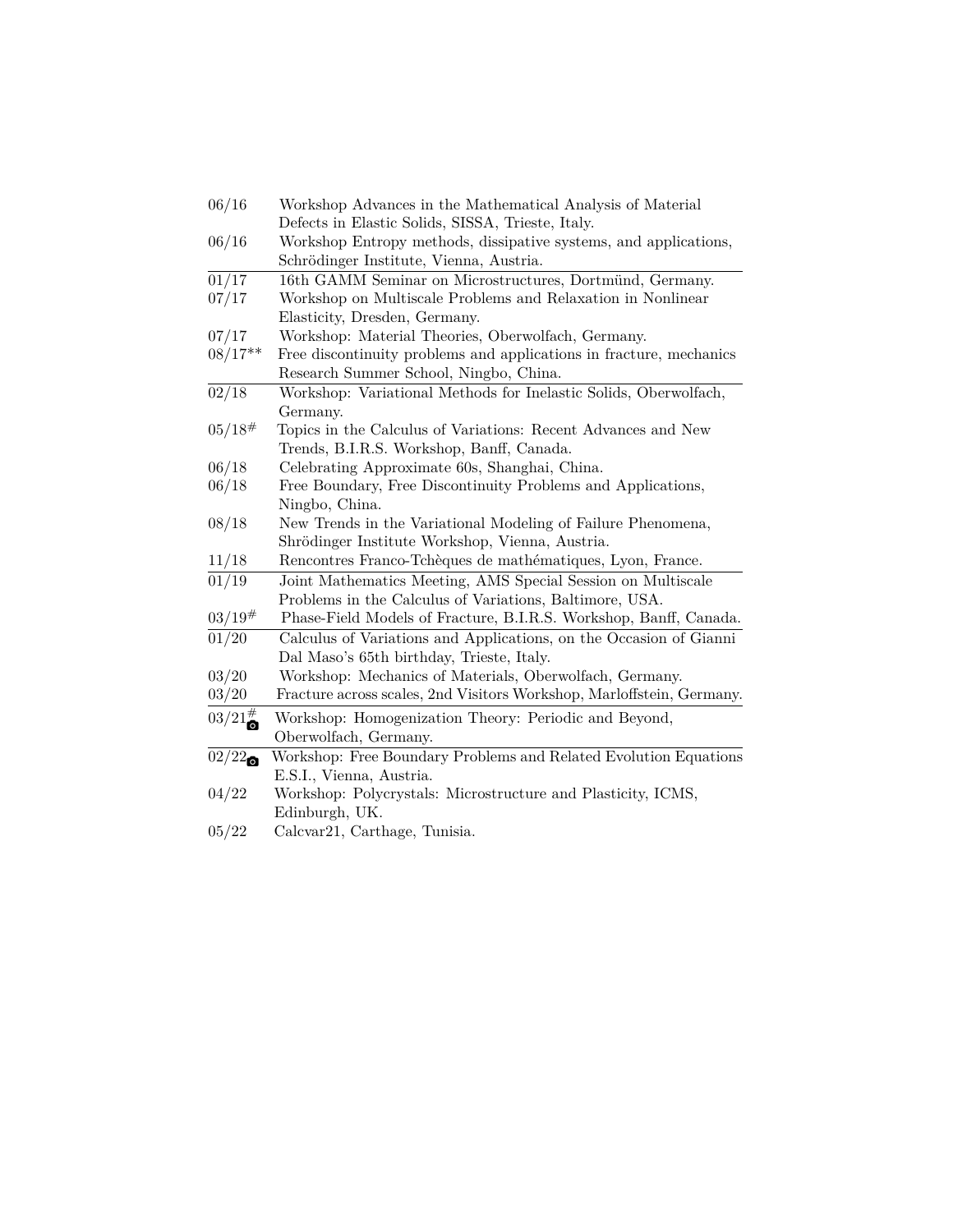| | |
|---|---|
| 06/16 | Workshop Advances in the Mathematical Analysis of Material Defects in Elastic Solids, SISSA, Trieste, Italy. |
| 06/16 | Workshop Entropy methods, dissipative systems, and applications, Schrödinger Institute, Vienna, Austria. |
| 01/17 | 16th GAMM Seminar on Microstructures, Dortmünd, Germany. |
| 07/17 | Workshop on Multiscale Problems and Relaxation in Nonlinear Elasticity, Dresden, Germany. |
| 07/17 | Workshop: Material Theories, Oberwolfach, Germany. |
| 08/17** | Free discontinuity problems and applications in fracture, mechanics Research Summer School, Ningbo, China. |
| 02/18 | Workshop: Variational Methods for Inelastic Solids, Oberwolfach, Germany. |
| 05/18# | Topics in the Calculus of Variations: Recent Advances and New Trends, B.I.R.S. Workshop, Banff, Canada. |
| 06/18 | Celebrating Approximate 60s, Shanghai, China. |
| 06/18 | Free Boundary, Free Discontinuity Problems and Applications, Ningbo, China. |
| 08/18 | New Trends in the Variational Modeling of Failure Phenomena, Shrödinger Institute Workshop, Vienna, Austria. |
| 11/18 | Rencontres Franco-Tchèques de mathématiques, Lyon, France. |
| 01/19 | Joint Mathematics Meeting, AMS Special Session on Multiscale Problems in the Calculus of Variations, Baltimore, USA. |
| 03/19# | Phase-Field Models of Fracture, B.I.R.S. Workshop, Banff, Canada. |
| 01/20 | Calculus of Variations and Applications, on the Occasion of Gianni Dal Maso's 65th birthday, Trieste, Italy. |
| 03/20 | Workshop: Mechanics of Materials, Oberwolfach, Germany. |
| 03/20 | Fracture across scales, 2nd Visitors Workshop, Marloffstein, Germany. |
| 03/21# | Workshop: Homogenization Theory: Periodic and Beyond, Oberwolfach, Germany. |
| 02/22 | Workshop: Free Boundary Problems and Related Evolution Equations E.S.I., Vienna, Austria. |
| 04/22 | Workshop: Polycrystals: Microstructure and Plasticity, ICMS, Edinburgh, UK. |
| 05/22 | Calcvar21, Carthage, Tunisia. |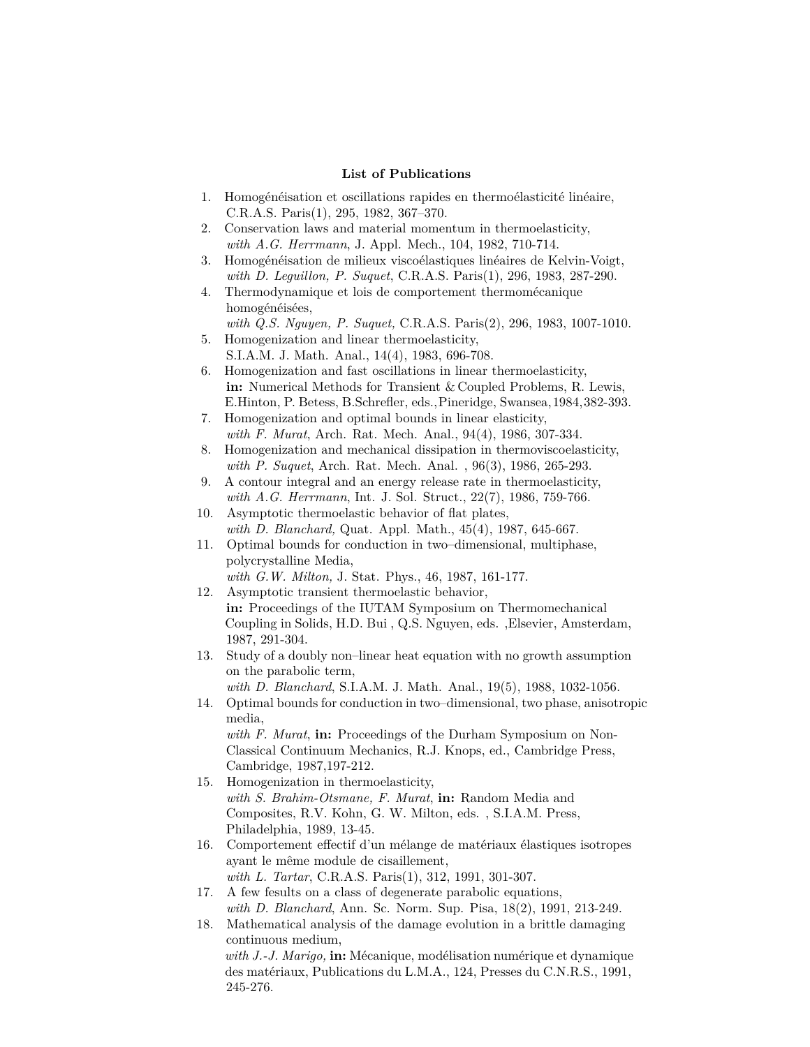**List of Publications**

1. Homogénéisation et oscillations rapides en thermoélasticité linéaire, C.R.A.S. Paris(1), 295, 1982, 367–370.
2. Conservation laws and material momentum in thermoelasticity, *with A.G. Herrmann*, J. Appl. Mech., 104, 1982, 710-714.
3. Homogénéisation de milieux viscoélastiques linéaires de Kelvin-Voigt, *with D. Leguillon, P. Suquet*, C.R.A.S. Paris(1), 296, 1983, 287-290.
4. Thermodynamique et lois de comportement thermomécanique homogénéisées, *with Q.S. Nguyen, P. Suquet,* C.R.A.S. Paris(2), 296, 1983, 1007-1010.
5. Homogenization and linear thermoelasticity, S.I.A.M. J. Math. Anal., 14(4), 1983, 696-708.
6. Homogenization and fast oscillations in linear thermoelasticity, **in:** Numerical Methods for Transient & Coupled Problems, R. Lewis, E.Hinton, P. Betess, B.Schrefler, eds.,Pineridge, Swansea,1984,382-393.
7. Homogenization and optimal bounds in linear elasticity, *with F. Murat*, Arch. Rat. Mech. Anal., 94(4), 1986, 307-334.
8. Homogenization and mechanical dissipation in thermoviscoelasticity, *with P. Suquet*, Arch. Rat. Mech. Anal. , 96(3), 1986, 265-293.
9. A contour integral and an energy release rate in thermoelasticity, *with A.G. Herrmann*, Int. J. Sol. Struct., 22(7), 1986, 759-766.
10. Asymptotic thermoelastic behavior of flat plates, *with D. Blanchard,* Quat. Appl. Math., 45(4), 1987, 645-667.
11. Optimal bounds for conduction in two–dimensional, multiphase, polycrystalline Media, *with G.W. Milton,* J. Stat. Phys., 46, 1987, 161-177.
12. Asymptotic transient thermoelastic behavior, **in:** Proceedings of the IUTAM Symposium on Thermomechanical Coupling in Solids, H.D. Bui , Q.S. Nguyen, eds. ,Elsevier, Amsterdam, 1987, 291-304.
13. Study of a doubly non–linear heat equation with no growth assumption on the parabolic term, *with D. Blanchard*, S.I.A.M. J. Math. Anal., 19(5), 1988, 1032-1056.
14. Optimal bounds for conduction in two–dimensional, two phase, anisotropic media, *with F. Murat*, **in:** Proceedings of the Durham Symposium on Non-Classical Continuum Mechanics, R.J. Knops, ed., Cambridge Press, Cambridge, 1987,197-212.
15. Homogenization in thermoelasticity, *with S. Brahim-Otsmane, F. Murat*, **in:** Random Media and Composites, R.V. Kohn, G. W. Milton, eds. , S.I.A.M. Press, Philadelphia, 1989, 13-45.
16. Comportement effectif d'un mélange de matériaux élastiques isotropes ayant le même module de cisaillement, *with L. Tartar*, C.R.A.S. Paris(1), 312, 1991, 301-307.
17. A few fesults on a class of degenerate parabolic equations, *with D. Blanchard*, Ann. Sc. Norm. Sup. Pisa, 18(2), 1991, 213-249.
18. Mathematical analysis of the damage evolution in a brittle damaging continuous medium, *with J.-J. Marigo,* **in:** Mécanique, modélisation numérique et dynamique des matériaux, Publications du L.M.A., 124, Presses du C.N.R.S., 1991, 245-276.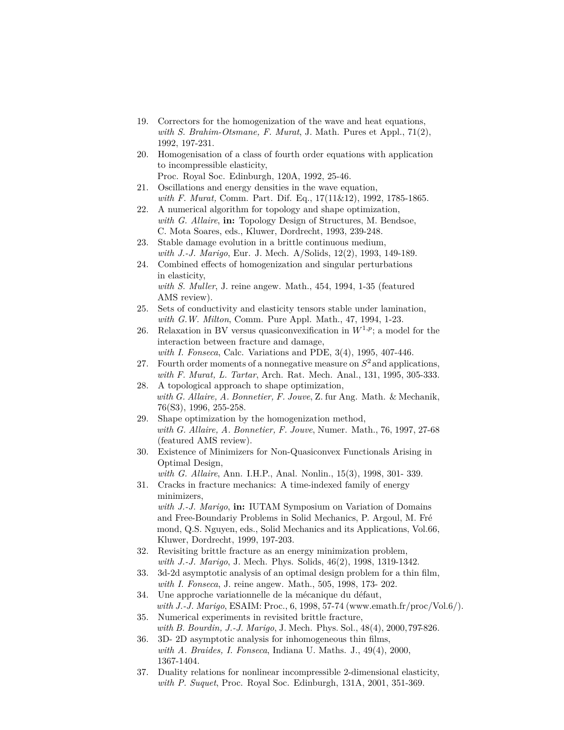19. Correctors for the homogenization of the wave and heat equations,
 *with S. Brahim-Otsmane, F. Murat*, J. Math. Pures et Appl., 71(2), 1992, 197-231.
20. Homogenisation of a class of fourth order equations with application to incompressible elasticity,
 Proc. Royal Soc. Edinburgh, 120A, 1992, 25-46.
21. Oscillations and energy densities in the wave equation,
 *with F. Murat,* Comm. Part. Dif. Eq., 17(11&12), 1992, 1785-1865.
22. A numerical algorithm for topology and shape optimization,
 *with G. Allaire*, **in:** Topology Design of Structures, M. Bendsoe, C. Mota Soares, eds., Kluwer, Dordrecht, 1993, 239-248.
23. Stable damage evolution in a brittle continuous medium,
 *with J.-J. Marigo*, Eur. J. Mech. A/Solids, 12(2), 1993, 149-189.
24. Combined effects of homogenization and singular perturbations in elasticity,
 *with S. Muller*, J. reine angew. Math., 454, 1994, 1-35 (featured AMS review).
25. Sets of conductivity and elasticity tensors stable under lamination,
 *with G.W. Milton*, Comm. Pure Appl. Math., 47, 1994, 1-23.
26. Relaxation in BV versus quasiconvexification in $W^{1,p}$; a model for the interaction between fracture and damage,
 *with I. Fonseca*, Calc. Variations and PDE, 3(4), 1995, 407-446.
27. Fourth order moments of a nonnegative measure on $S^2$ and applications,
 *with F. Murat, L. Tartar*, Arch. Rat. Mech. Anal., 131, 1995, 305-333.
28. A topological approach to shape optimization,
 *with G. Allaire, A. Bonnetier, F. Jouve*, Z. fur Ang. Math. & Mechanik, 76(S3), 1996, 255-258.
29. Shape optimization by the homogenization method,
 *with G. Allaire, A. Bonnetier, F. Jouve*, Numer. Math., 76, 1997, 27-68 (featured AMS review).
30. Existence of Minimizers for Non-Quasiconvex Functionals Arising in Optimal Design,
 *with G. Allaire*, Ann. I.H.P., Anal. Nonlin., 15(3), 1998, 301- 339.
31. Cracks in fracture mechanics: A time-indexed family of energy minimizers,
 *with J.-J. Marigo*, **in:** IUTAM Symposium on Variation of Domains and Free-Boundariy Problems in Solid Mechanics, P. Argoul, M. Fré mond, Q.S. Nguyen, eds., Solid Mechanics and its Applications, Vol.66, Kluwer, Dordrecht, 1999, 197-203.
32. Revisiting brittle fracture as an energy minimization problem,
 *with J.-J. Marigo*, J. Mech. Phys. Solids, 46(2), 1998, 1319-1342.
33. 3d-2d asymptotic analysis of an optimal design problem for a thin film,
 *with I. Fonseca*, J. reine angew. Math., 505, 1998, 173- 202.
34. Une approche variationnelle de la mécanique du défaut,
 *with J.-J. Marigo*, ESAIM: Proc., 6, 1998, 57-74 (www.emath.fr/proc/Vol.6/).
35. Numerical experiments in revisited brittle fracture,
 *with B. Bourdin, J.-J. Marigo*, J. Mech. Phys. Sol., 48(4), 2000, 797-826.
36. 3D- 2D asymptotic analysis for inhomogeneous thin films,
 *with A. Braides, I. Fonseca*, Indiana U. Maths. J., 49(4), 2000, 1367-1404.
37. Duality relations for nonlinear incompressible 2-dimensional elasticity,
 *with P. Suquet*, Proc. Royal Soc. Edinburgh, 131A, 2001, 351-369.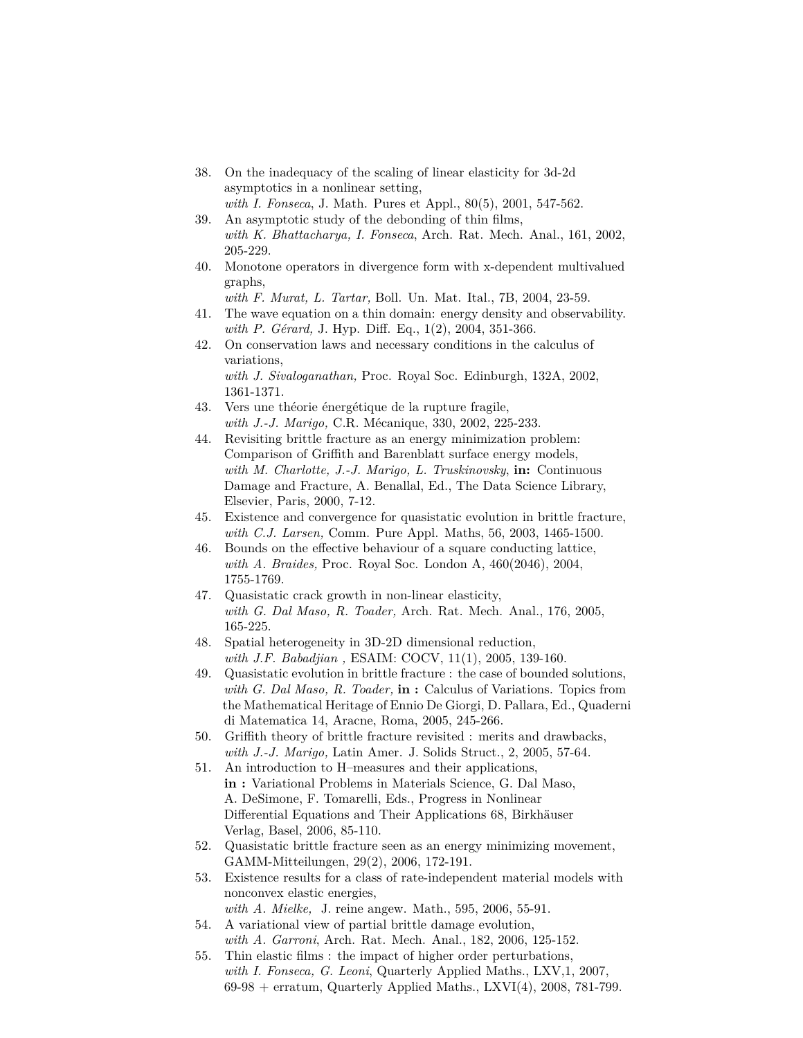38. On the inadequacy of the scaling of linear elasticity for 3d-2d asymptotics in a nonlinear setting,
    *with I. Fonseca*, J. Math. Pures et Appl., 80(5), 2001, 547-562.
39. An asymptotic study of the debonding of thin films,
    *with K. Bhattacharya, I. Fonseca*, Arch. Rat. Mech. Anal., 161, 2002, 205-229.
40. Monotone operators in divergence form with x-dependent multivalued graphs,
    *with F. Murat, L. Tartar,* Boll. Un. Mat. Ital., 7B, 2004, 23-59.
41. The wave equation on a thin domain: energy density and observability.
    *with P. Gérard,* J. Hyp. Diff. Eq., 1(2), 2004, 351-366.
42. On conservation laws and necessary conditions in the calculus of variations,
    *with J. Sivaloganathan,* Proc. Royal Soc. Edinburgh, 132A, 2002, 1361-1371.
43. Vers une théorie énergétique de la rupture fragile,
    *with J.-J. Marigo,* C.R. Mécanique, 330, 2002, 225-233.
44. Revisiting brittle fracture as an energy minimization problem: Comparison of Griffith and Barenblatt surface energy models,
    *with M. Charlotte, J.-J. Marigo, L. Truskinovsky*, **in:** Continuous Damage and Fracture, A. Benallal, Ed., The Data Science Library, Elsevier, Paris, 2000, 7-12.
45. Existence and convergence for quasistatic evolution in brittle fracture,
    *with C.J. Larsen,* Comm. Pure Appl. Maths, 56, 2003, 1465-1500.
46. Bounds on the effective behaviour of a square conducting lattice,
    *with A. Braides,* Proc. Royal Soc. London A, 460(2046), 2004, 1755-1769.
47. Quasistatic crack growth in non-linear elasticity,
    *with G. Dal Maso, R. Toader,* Arch. Rat. Mech. Anal., 176, 2005, 165-225.
48. Spatial heterogeneity in 3D-2D dimensional reduction,
    *with J.F. Babadjian ,* ESAIM: COCV, 11(1), 2005, 139-160.
49. Quasistatic evolution in brittle fracture : the case of bounded solutions,
    *with G. Dal Maso, R. Toader,* **in :** Calculus of Variations. Topics from the Mathematical Heritage of Ennio De Giorgi, D. Pallara, Ed., Quaderni di Matematica 14, Aracne, Roma, 2005, 245-266.
50. Griffith theory of brittle fracture revisited : merits and drawbacks,
    *with J.-J. Marigo,* Latin Amer. J. Solids Struct., 2, 2005, 57-64.
51. An introduction to H–measures and their applications,
    **in :** Variational Problems in Materials Science, G. Dal Maso, A. DeSimone, F. Tomarelli, Eds., Progress in Nonlinear Differential Equations and Their Applications 68, Birkhäuser Verlag, Basel, 2006, 85-110.
52. Quasistatic brittle fracture seen as an energy minimizing movement,
    GAMM-Mitteilungen, 29(2), 2006, 172-191.
53. Existence results for a class of rate-independent material models with nonconvex elastic energies,
    *with A. Mielke,* J. reine angew. Math., 595, 2006, 55-91.
54. A variational view of partial brittle damage evolution,
    *with A. Garroni*, Arch. Rat. Mech. Anal., 182, 2006, 125-152.
55. Thin elastic films : the impact of higher order perturbations,
    *with I. Fonseca, G. Leoni*, Quarterly Applied Maths., LXV,1, 2007, 69-98 + erratum, Quarterly Applied Maths., LXVI(4), 2008, 781-799.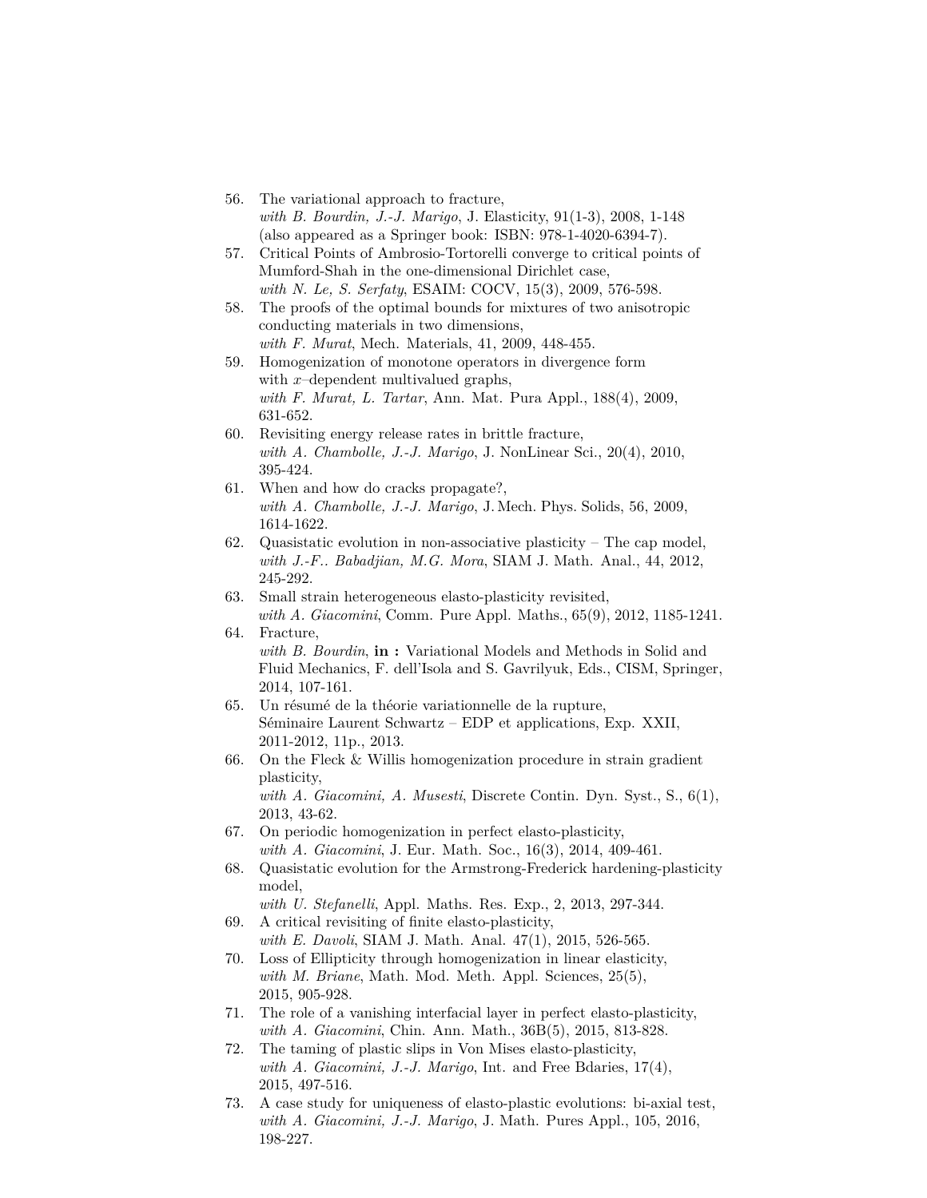56. The variational approach to fracture,
 *with B. Bourdin, J.-J. Marigo*, J. Elasticity, 91(1-3), 2008, 1-148
 (also appeared as a Springer book: ISBN: 978-1-4020-6394-7).
57. Critical Points of Ambrosio-Tortorelli converge to critical points of Mumford-Shah in the one-dimensional Dirichlet case,
 *with N. Le, S. Serfaty*, ESAIM: COCV, 15(3), 2009, 576-598.
58. The proofs of the optimal bounds for mixtures of two anisotropic conducting materials in two dimensions,
 *with F. Murat*, Mech. Materials, 41, 2009, 448-455.
59. Homogenization of monotone operators in divergence form with $x$–dependent multivalued graphs,
 *with F. Murat, L. Tartar*, Ann. Mat. Pura Appl., 188(4), 2009, 631-652.
60. Revisiting energy release rates in brittle fracture,
 *with A. Chambolle, J.-J. Marigo*, J. NonLinear Sci., 20(4), 2010, 395-424.
61. When and how do cracks propagate?,
 *with A. Chambolle, J.-J. Marigo*, J. Mech. Phys. Solids, 56, 2009, 1614-1622.
62. Quasistatic evolution in non-associative plasticity – The cap model,
 *with J.-F.. Babadjian, M.G. Mora*, SIAM J. Math. Anal., 44, 2012, 245-292.
63. Small strain heterogeneous elasto-plasticity revisited,
 *with A. Giacomini*, Comm. Pure Appl. Maths., 65(9), 2012, 1185-1241.
64. Fracture,
 *with B. Bourdin*, **in :** Variational Models and Methods in Solid and Fluid Mechanics, F. dell'Isola and S. Gavrilyuk, Eds., CISM, Springer, 2014, 107-161.
65. Un résumé de la théorie variationnelle de la rupture,
 Séminaire Laurent Schwartz – EDP et applications, Exp. XXII, 2011-2012, 11p., 2013.
66. On the Fleck & Willis homogenization procedure in strain gradient plasticity,
 *with A. Giacomini, A. Musesti*, Discrete Contin. Dyn. Syst., S., 6(1), 2013, 43-62.
67. On periodic homogenization in perfect elasto-plasticity,
 *with A. Giacomini*, J. Eur. Math. Soc., 16(3), 2014, 409-461.
68. Quasistatic evolution for the Armstrong-Frederick hardening-plasticity model,
 *with U. Stefanelli*, Appl. Maths. Res. Exp., 2, 2013, 297-344.
69. A critical revisiting of finite elasto-plasticity,
 *with E. Davoli*, SIAM J. Math. Anal. 47(1), 2015, 526-565.
70. Loss of Ellipticity through homogenization in linear elasticity,
 *with M. Briane*, Math. Mod. Meth. Appl. Sciences, 25(5), 2015, 905-928.
71. The role of a vanishing interfacial layer in perfect elasto-plasticity,
 *with A. Giacomini*, Chin. Ann. Math., 36B(5), 2015, 813-828.
72. The taming of plastic slips in Von Mises elasto-plasticity,
 *with A. Giacomini, J.-J. Marigo*, Int. and Free Bdaries, 17(4), 2015, 497-516.
73. A case study for uniqueness of elasto-plastic evolutions: bi-axial test,
 *with A. Giacomini, J.-J. Marigo*, J. Math. Pures Appl., 105, 2016, 198-227.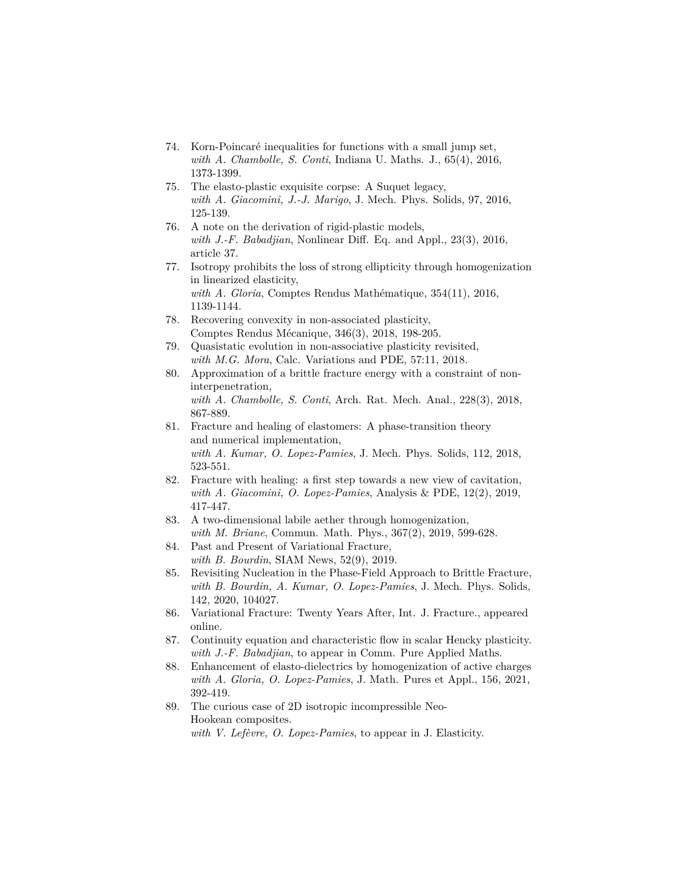74. Korn-Poincaré inequalities for functions with a small jump set, *with A. Chambolle, S. Conti*, Indiana U. Maths. J., 65(4), 2016, 1373-1399.
75. The elasto-plastic exquisite corpse: A Suquet legacy, *with A. Giacomini, J.-J. Marigo*, J. Mech. Phys. Solids, 97, 2016, 125-139.
76. A note on the derivation of rigid-plastic models, *with J.-F. Babadjian*, Nonlinear Diff. Eq. and Appl., 23(3), 2016, article 37.
77. Isotropy prohibits the loss of strong ellipticity through homogenization in linearized elasticity, *with A. Gloria*, Comptes Rendus Mathématique, 354(11), 2016, 1139-1144.
78. Recovering convexity in non-associated plasticity, Comptes Rendus Mécanique, 346(3), 2018, 198-205.
79. Quasistatic evolution in non-associative plasticity revisited, *with M.G. Mora*, Calc. Variations and PDE, 57:11, 2018.
80. Approximation of a brittle fracture energy with a constraint of non-interpenetration, *with A. Chambolle, S. Conti*, Arch. Rat. Mech. Anal., 228(3), 2018, 867-889.
81. Fracture and healing of elastomers: A phase-transition theory and numerical implementation, *with A. Kumar, O. Lopez-Pamies*, J. Mech. Phys. Solids, 112, 2018, 523-551.
82. Fracture with healing: a first step towards a new view of cavitation, *with A. Giacomini, O. Lopez-Pamies*, Analysis & PDE, 12(2), 2019, 417-447.
83. A two-dimensional labile aether through homogenization, *with M. Briane*, Commun. Math. Phys., 367(2), 2019, 599-628.
84. Past and Present of Variational Fracture, *with B. Bourdin*, SIAM News, 52(9), 2019.
85. Revisiting Nucleation in the Phase-Field Approach to Brittle Fracture, *with B. Bourdin, A. Kumar, O. Lopez-Pamies*, J. Mech. Phys. Solids, 142, 2020, 104027.
86. Variational Fracture: Twenty Years After, Int. J. Fracture., appeared online.
87. Continuity equation and characteristic flow in scalar Hencky plasticity. *with J.-F. Babadjian*, to appear in Comm. Pure Applied Maths.
88. Enhancement of elasto-dielectrics by homogenization of active charges *with A. Gloria, O. Lopez-Pamies*, J. Math. Pures et Appl., 156, 2021, 392-419.
89. The curious case of 2D isotropic incompressible Neo-Hookean composites. *with V. Lefèvre, O. Lopez-Pamies*, to appear in J. Elasticity.